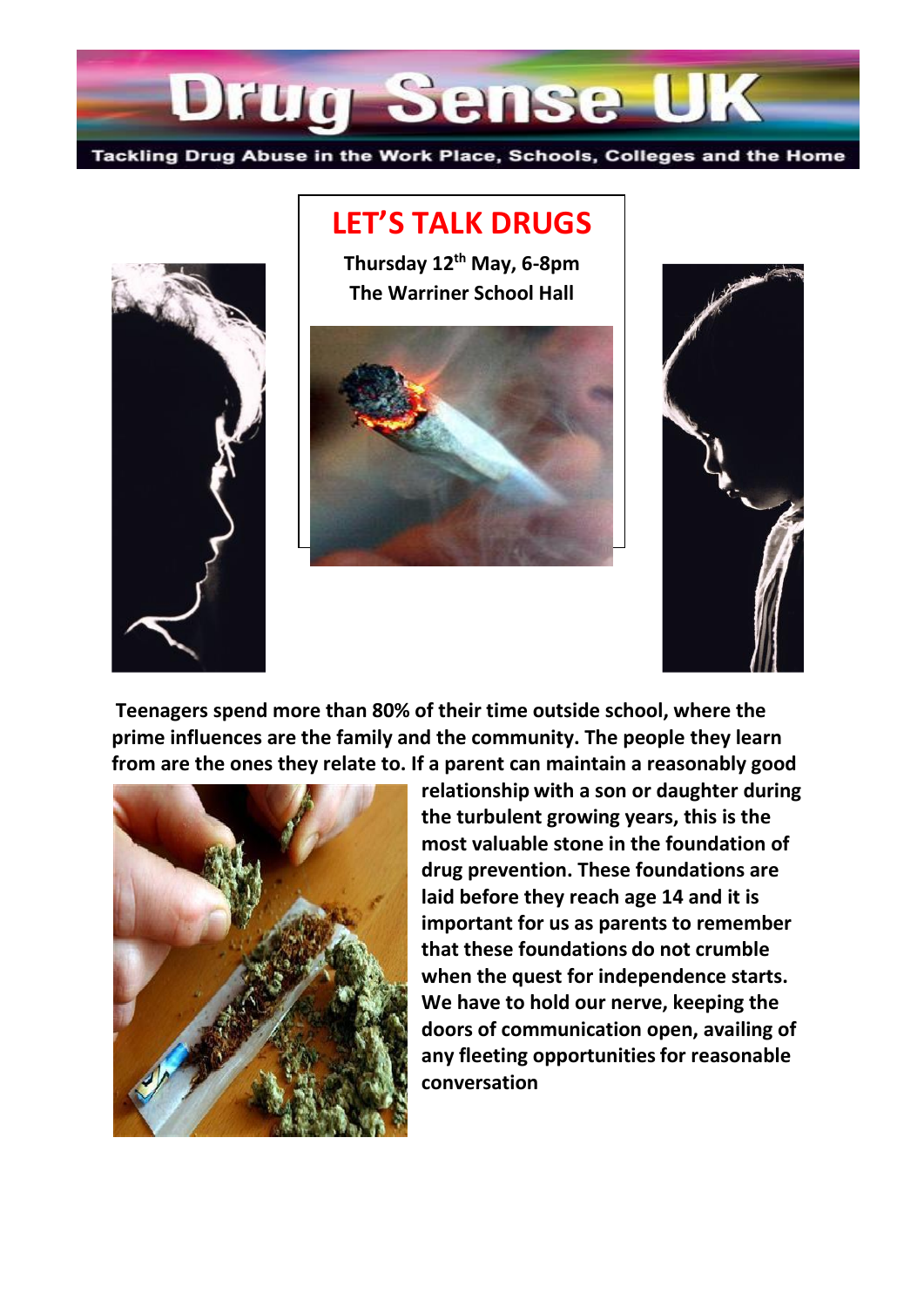# Drug Sense UK

Tackling Drug Abuse in the Work Place, Schools, Colleges and the Home

## LET'S TALK DRUGS

**Thursday 12th May, 6-8pm**
**The Warriner School Hall**

**Teenagers spend more than 80% of their time outside school, where the prime influences are the family and the community. The people they learn from are the ones they relate to. If a parent can maintain a reasonably good relationship with a son or daughter during the turbulent growing years, this is the most valuable stone in the foundation of drug prevention. These foundations are laid before they reach age 14 and it is important for us as parents to remember that these foundations do not crumble when the quest for independence starts. We have to hold our nerve, keeping the doors of communication open, availing of any fleeting opportunities for reasonable conversation**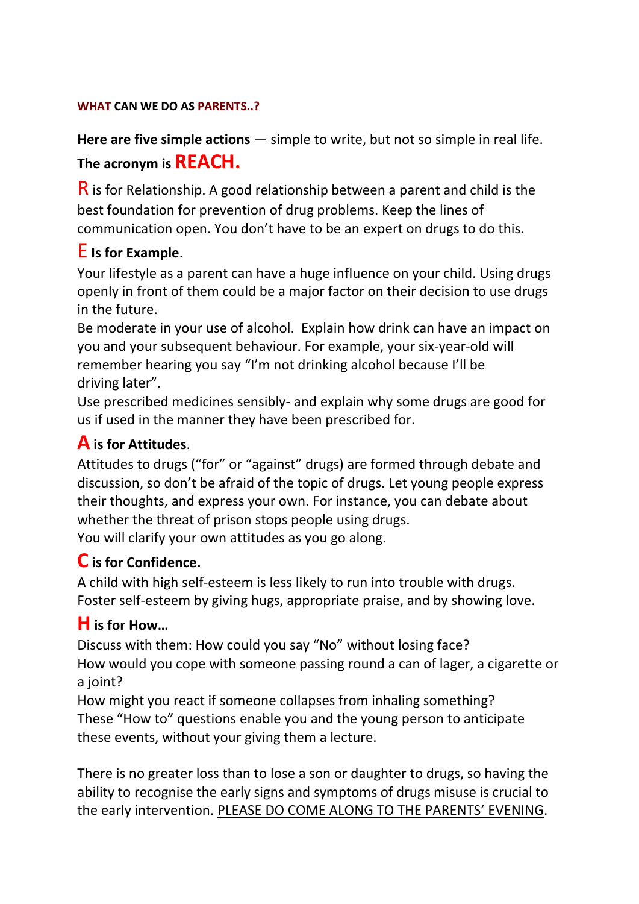## WHAT CAN WE DO AS PARENTS..?

**Here are five simple actions** — simple to write, but not so simple in real life.

**The acronym is REACH.**

**R** is for Relationship. A good relationship between a parent and child is the best foundation for prevention of drug problems. Keep the lines of communication open. You don't have to be an expert on drugs to do this.

**E Is for Example**.

Your lifestyle as a parent can have a huge influence on your child. Using drugs openly in front of them could be a major factor on their decision to use drugs in the future.

Be moderate in your use of alcohol. Explain how drink can have an impact on you and your subsequent behaviour. For example, your six-year-old will remember hearing you say "I'm not drinking alcohol because I'll be driving later".

Use prescribed medicines sensibly- and explain why some drugs are good for us if used in the manner they have been prescribed for.

**A is for Attitudes**.

Attitudes to drugs ("for" or "against" drugs) are formed through debate and discussion, so don't be afraid of the topic of drugs. Let young people express their thoughts, and express your own. For instance, you can debate about whether the threat of prison stops people using drugs.

You will clarify your own attitudes as you go along.

**C is for Confidence.**

A child with high self-esteem is less likely to run into trouble with drugs. Foster self-esteem by giving hugs, appropriate praise, and by showing love.

**H is for How…**

Discuss with them: How could you say "No" without losing face?

How would you cope with someone passing round a can of lager, a cigarette or a joint?

How might you react if someone collapses from inhaling something?

These "How to" questions enable you and the young person to anticipate these events, without your giving them a lecture.

There is no greater loss than to lose a son or daughter to drugs, so having the ability to recognise the early signs and symptoms of drugs misuse is crucial to the early intervention. PLEASE DO COME ALONG TO THE PARENTS' EVENING.